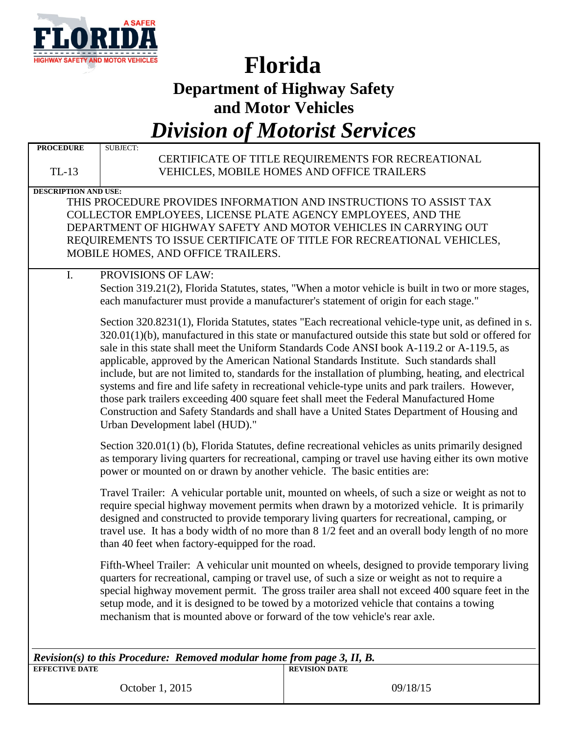# Florida

## Department of Highway Safety and Motor Vehicles

## *Division of Motorist Services*

| PROCEDURE | SUBJECT: |
|---|---|
| TL-13 | CERTIFICATE OF TITLE REQUIREMENTS FOR RECREATIONAL VEHICLES, MOBILE HOMES AND OFFICE TRAILERS |

**DESCRIPTION AND USE:**

THIS PROCEDURE PROVIDES INFORMATION AND INSTRUCTIONS TO ASSIST TAX COLLECTOR EMPLOYEES, LICENSE PLATE AGENCY EMPLOYEES, AND THE DEPARTMENT OF HIGHWAY SAFETY AND MOTOR VEHICLES IN CARRYING OUT REQUIREMENTS TO ISSUE CERTIFICATE OF TITLE FOR RECREATIONAL VEHICLES, MOBILE HOMES, AND OFFICE TRAILERS.

I. PROVISIONS OF LAW:

Section 319.21(2), Florida Statutes, states, "When a motor vehicle is built in two or more stages, each manufacturer must provide a manufacturer's statement of origin for each stage."

Section 320.8231(1), Florida Statutes, states "Each recreational vehicle-type unit, as defined in s. 320.01(1)(b), manufactured in this state or manufactured outside this state but sold or offered for sale in this state shall meet the Uniform Standards Code ANSI book A-119.2 or A-119.5, as applicable, approved by the American National Standards Institute. Such standards shall include, but are not limited to, standards for the installation of plumbing, heating, and electrical systems and fire and life safety in recreational vehicle-type units and park trailers. However, those park trailers exceeding 400 square feet shall meet the Federal Manufactured Home Construction and Safety Standards and shall have a United States Department of Housing and Urban Development label (HUD)."

Section 320.01(1) (b), Florida Statutes, define recreational vehicles as units primarily designed as temporary living quarters for recreational, camping or travel use having either its own motive power or mounted on or drawn by another vehicle. The basic entities are:

Travel Trailer: A vehicular portable unit, mounted on wheels, of such a size or weight as not to require special highway movement permits when drawn by a motorized vehicle. It is primarily designed and constructed to provide temporary living quarters for recreational, camping, or travel use. It has a body width of no more than 8 1/2 feet and an overall body length of no more than 40 feet when factory-equipped for the road.

Fifth-Wheel Trailer: A vehicular unit mounted on wheels, designed to provide temporary living quarters for recreational, camping or travel use, of such a size or weight as not to require a special highway movement permit. The gross trailer area shall not exceed 400 square feet in the setup mode, and it is designed to be towed by a motorized vehicle that contains a towing mechanism that is mounted above or forward of the tow vehicle's rear axle.

***Revision(s) to this Procedure: Removed modular home from page 3, II, B.***

| EFFECTIVE DATE | REVISION DATE |
|---|---|
| October 1, 2015 | 09/18/15 |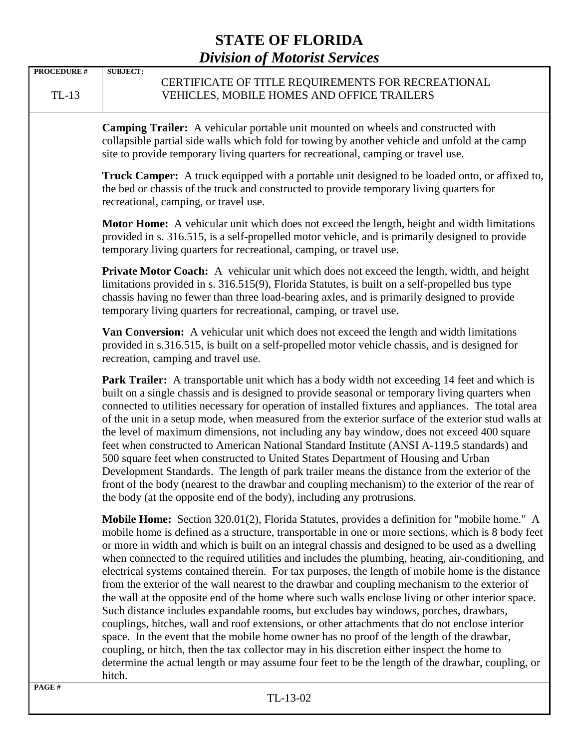**Camping Trailer:** A vehicular portable unit mounted on wheels and constructed with collapsible partial side walls which fold for towing by another vehicle and unfold at the camp site to provide temporary living quarters for recreational, camping or travel use.

**Truck Camper:** A truck equipped with a portable unit designed to be loaded onto, or affixed to, the bed or chassis of the truck and constructed to provide temporary living quarters for recreational, camping, or travel use.

**Motor Home:** A vehicular unit which does not exceed the length, height and width limitations provided in s. 316.515, is a self-propelled motor vehicle, and is primarily designed to provide temporary living quarters for recreational, camping, or travel use.

**Private Motor Coach:** A vehicular unit which does not exceed the length, width, and height limitations provided in s. 316.515(9), Florida Statutes, is built on a self-propelled bus type chassis having no fewer than three load-bearing axles, and is primarily designed to provide temporary living quarters for recreational, camping, or travel use.

**Van Conversion:** A vehicular unit which does not exceed the length and width limitations provided in s.316.515, is built on a self-propelled motor vehicle chassis, and is designed for recreation, camping and travel use.

**Park Trailer:** A transportable unit which has a body width not exceeding 14 feet and which is built on a single chassis and is designed to provide seasonal or temporary living quarters when connected to utilities necessary for operation of installed fixtures and appliances. The total area of the unit in a setup mode, when measured from the exterior surface of the exterior stud walls at the level of maximum dimensions, not including any bay window, does not exceed 400 square feet when constructed to American National Standard Institute (ANSI A-119.5 standards) and 500 square feet when constructed to United States Department of Housing and Urban Development Standards. The length of park trailer means the distance from the exterior of the front of the body (nearest to the drawbar and coupling mechanism) to the exterior of the rear of the body (at the opposite end of the body), including any protrusions.

**Mobile Home:** Section 320.01(2), Florida Statutes, provides a definition for "mobile home." A mobile home is defined as a structure, transportable in one or more sections, which is 8 body feet or more in width and which is built on an integral chassis and designed to be used as a dwelling when connected to the required utilities and includes the plumbing, heating, air-conditioning, and electrical systems contained therein. For tax purposes, the length of mobile home is the distance from the exterior of the wall nearest to the drawbar and coupling mechanism to the exterior of the wall at the opposite end of the home where such walls enclose living or other interior space. Such distance includes expandable rooms, but excludes bay windows, porches, drawbars, couplings, hitches, wall and roof extensions, or other attachments that do not enclose interior space. In the event that the mobile home owner has no proof of the length of the drawbar, coupling, or hitch, then the tax collector may in his discretion either inspect the home to determine the actual length or may assume four feet to be the length of the drawbar, coupling, or hitch.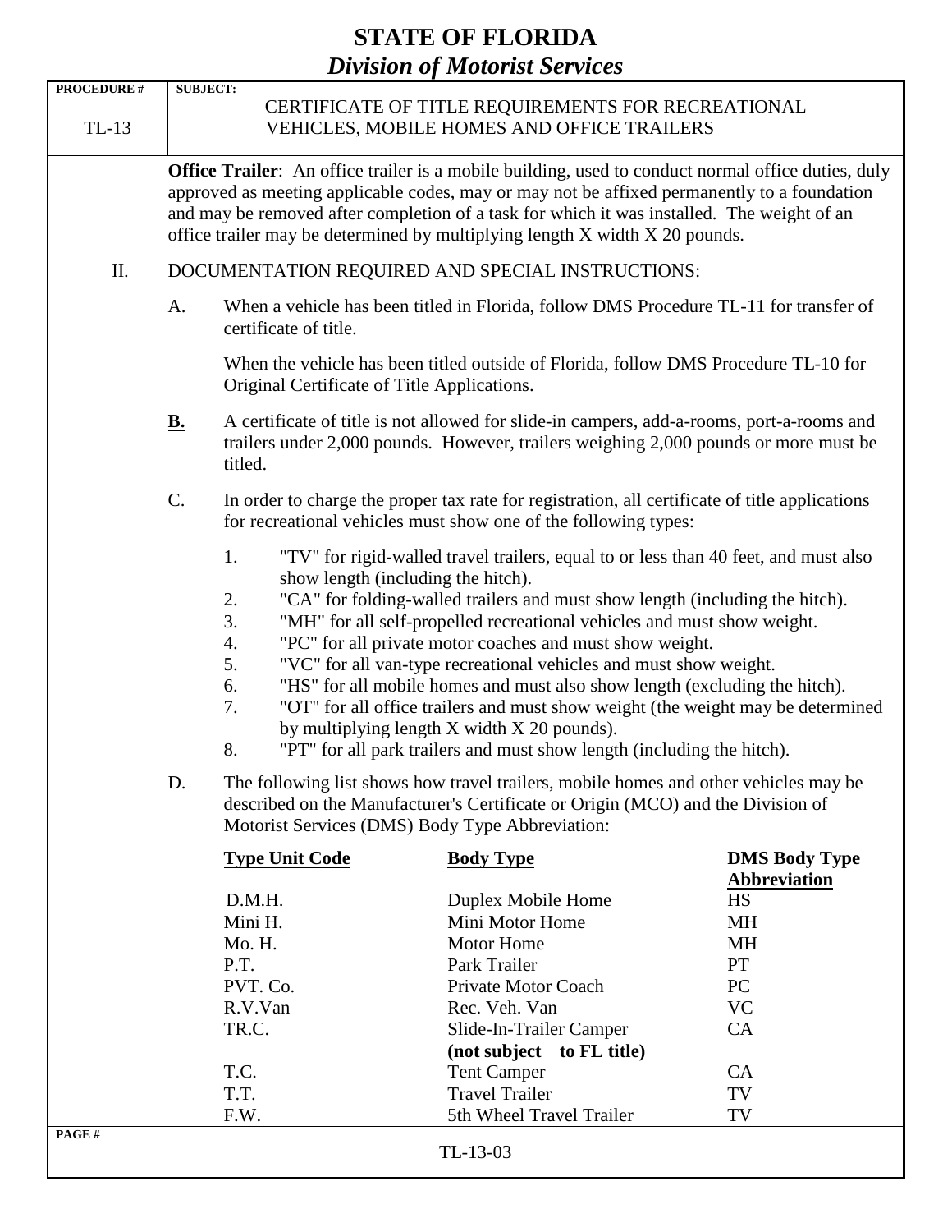**Office Trailer**: An office trailer is a mobile building, used to conduct normal office duties, duly approved as meeting applicable codes, may or may not be affixed permanently to a foundation and may be removed after completion of a task for which it was installed. The weight of an office trailer may be determined by multiplying length X width X 20 pounds.

## II. DOCUMENTATION REQUIRED AND SPECIAL INSTRUCTIONS:

A. When a vehicle has been titled in Florida, follow DMS Procedure TL-11 for transfer of certificate of title.

When the vehicle has been titled outside of Florida, follow DMS Procedure TL-10 for Original Certificate of Title Applications.

**B.** A certificate of title is not allowed for slide-in campers, add-a-rooms, port-a-rooms and trailers under 2,000 pounds. However, trailers weighing 2,000 pounds or more must be titled.

C. In order to charge the proper tax rate for registration, all certificate of title applications for recreational vehicles must show one of the following types:

1. "TV" for rigid-walled travel trailers, equal to or less than 40 feet, and must also show length (including the hitch).
2. "CA" for folding-walled trailers and must show length (including the hitch).
3. "MH" for all self-propelled recreational vehicles and must show weight.
4. "PC" for all private motor coaches and must show weight.
5. "VC" for all van-type recreational vehicles and must show weight.
6. "HS" for all mobile homes and must also show length (excluding the hitch).
7. "OT" for all office trailers and must show weight (the weight may be determined by multiplying length X width X 20 pounds).
8. "PT" for all park trailers and must show length (including the hitch).

D. The following list shows how travel trailers, mobile homes and other vehicles may be described on the Manufacturer's Certificate or Origin (MCO) and the Division of Motorist Services (DMS) Body Type Abbreviation:

| Type Unit Code | Body Type | DMS Body Type Abbreviation |
|---|---|---|
| D.M.H. | Duplex Mobile Home | HS |
| Mini H. | Mini Motor Home | MH |
| Mo. H. | Motor Home | MH |
| P.T. | Park Trailer | PT |
| PVT. Co. | Private Motor Coach | PC |
| R.V.Van | Rec. Veh. Van | VC |
| TR.C. | Slide-In-Trailer Camper **(not subject to FL title)** | CA |
| T.C. | Tent Camper | CA |
| T.T. | Travel Trailer | TV |
| F.W. | 5th Wheel Travel Trailer | TV |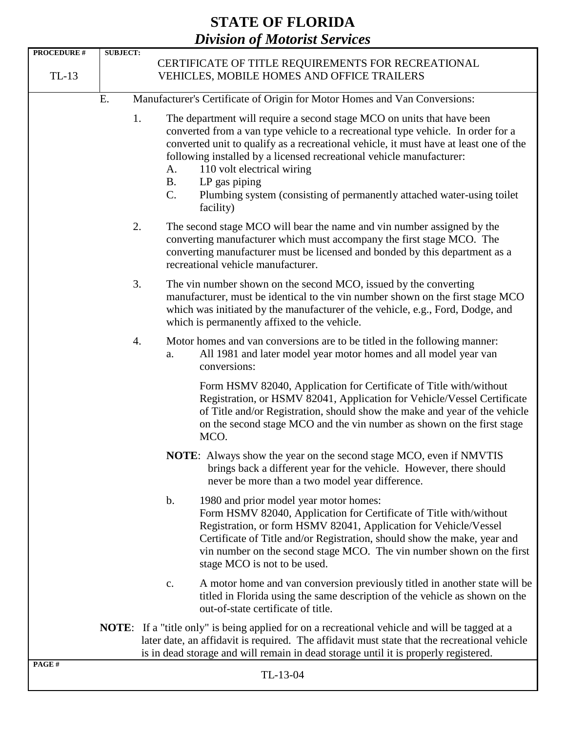E. Manufacturer's Certificate of Origin for Motor Homes and Van Conversions:

1. The department will require a second stage MCO on units that have been converted from a van type vehicle to a recreational type vehicle. In order for a converted unit to qualify as a recreational vehicle, it must have at least one of the following installed by a licensed recreational vehicle manufacturer:
   - A. 110 volt electrical wiring
   - B. LP gas piping
   - C. Plumbing system (consisting of permanently attached water-using toilet facility)

2. The second stage MCO will bear the name and vin number assigned by the converting manufacturer which must accompany the first stage MCO. The converting manufacturer must be licensed and bonded by this department as a recreational vehicle manufacturer.

3. The vin number shown on the second MCO, issued by the converting manufacturer, must be identical to the vin number shown on the first stage MCO which was initiated by the manufacturer of the vehicle, e.g., Ford, Dodge, and which is permanently affixed to the vehicle.

4. Motor homes and van conversions are to be titled in the following manner:
   - a. All 1981 and later model year motor homes and all model year van conversions:

     Form HSMV 82040, Application for Certificate of Title with/without Registration, or HSMV 82041, Application for Vehicle/Vessel Certificate of Title and/or Registration, should show the make and year of the vehicle on the second stage MCO and the vin number as shown on the first stage MCO.

     **NOTE**: Always show the year on the second stage MCO, even if NMVTIS brings back a different year for the vehicle. However, there should never be more than a two model year difference.

   - b. 1980 and prior model year motor homes:
     Form HSMV 82040, Application for Certificate of Title with/without Registration, or form HSMV 82041, Application for Vehicle/Vessel Certificate of Title and/or Registration, should show the make, year and vin number on the second stage MCO. The vin number shown on the first stage MCO is not to be used.

   - c. A motor home and van conversion previously titled in another state will be titled in Florida using the same description of the vehicle as shown on the out-of-state certificate of title.

**NOTE**: If a "title only" is being applied for on a recreational vehicle and will be tagged at a later date, an affidavit is required. The affidavit must state that the recreational vehicle is in dead storage and will remain in dead storage until it is properly registered.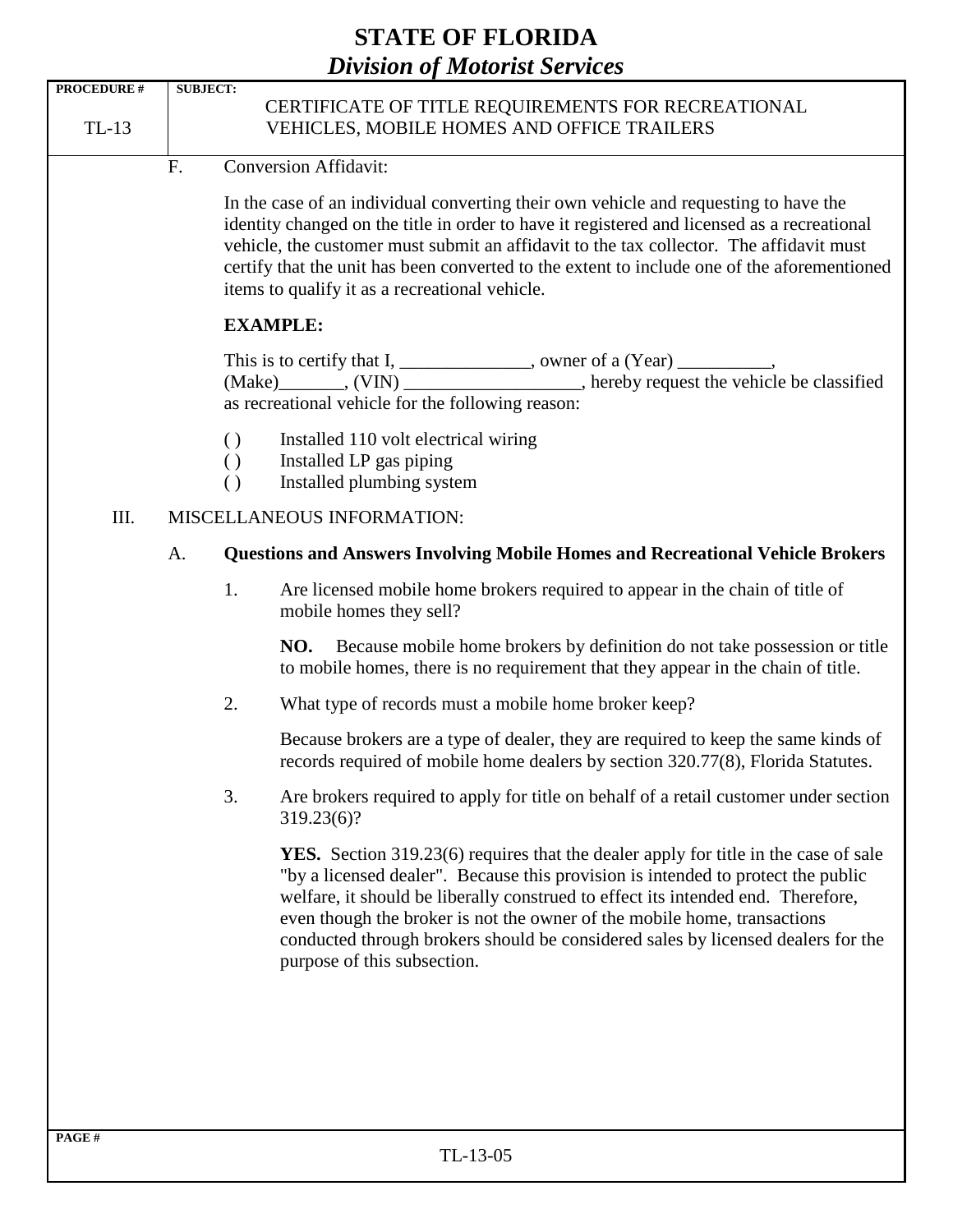F. Conversion Affidavit:

In the case of an individual converting their own vehicle and requesting to have the identity changed on the title in order to have it registered and licensed as a recreational vehicle, the customer must submit an affidavit to the tax collector. The affidavit must certify that the unit has been converted to the extent to include one of the aforementioned items to qualify it as a recreational vehicle.

**EXAMPLE:**

This is to certify that I, ______________, owner of a (Year) __________, (Make)_______, (VIN) ___________________, hereby request the vehicle be classified as recreational vehicle for the following reason:

( ) Installed 110 volt electrical wiring
( ) Installed LP gas piping
( ) Installed plumbing system

III. MISCELLANEOUS INFORMATION:

A. **Questions and Answers Involving Mobile Homes and Recreational Vehicle Brokers**

1. Are licensed mobile home brokers required to appear in the chain of title of mobile homes they sell?

   **NO.** Because mobile home brokers by definition do not take possession or title to mobile homes, there is no requirement that they appear in the chain of title.

2. What type of records must a mobile home broker keep?

   Because brokers are a type of dealer, they are required to keep the same kinds of records required of mobile home dealers by section 320.77(8), Florida Statutes.

3. Are brokers required to apply for title on behalf of a retail customer under section 319.23(6)?

   **YES.** Section 319.23(6) requires that the dealer apply for title in the case of sale "by a licensed dealer". Because this provision is intended to protect the public welfare, it should be liberally construed to effect its intended end. Therefore, even though the broker is not the owner of the mobile home, transactions conducted through brokers should be considered sales by licensed dealers for the purpose of this subsection.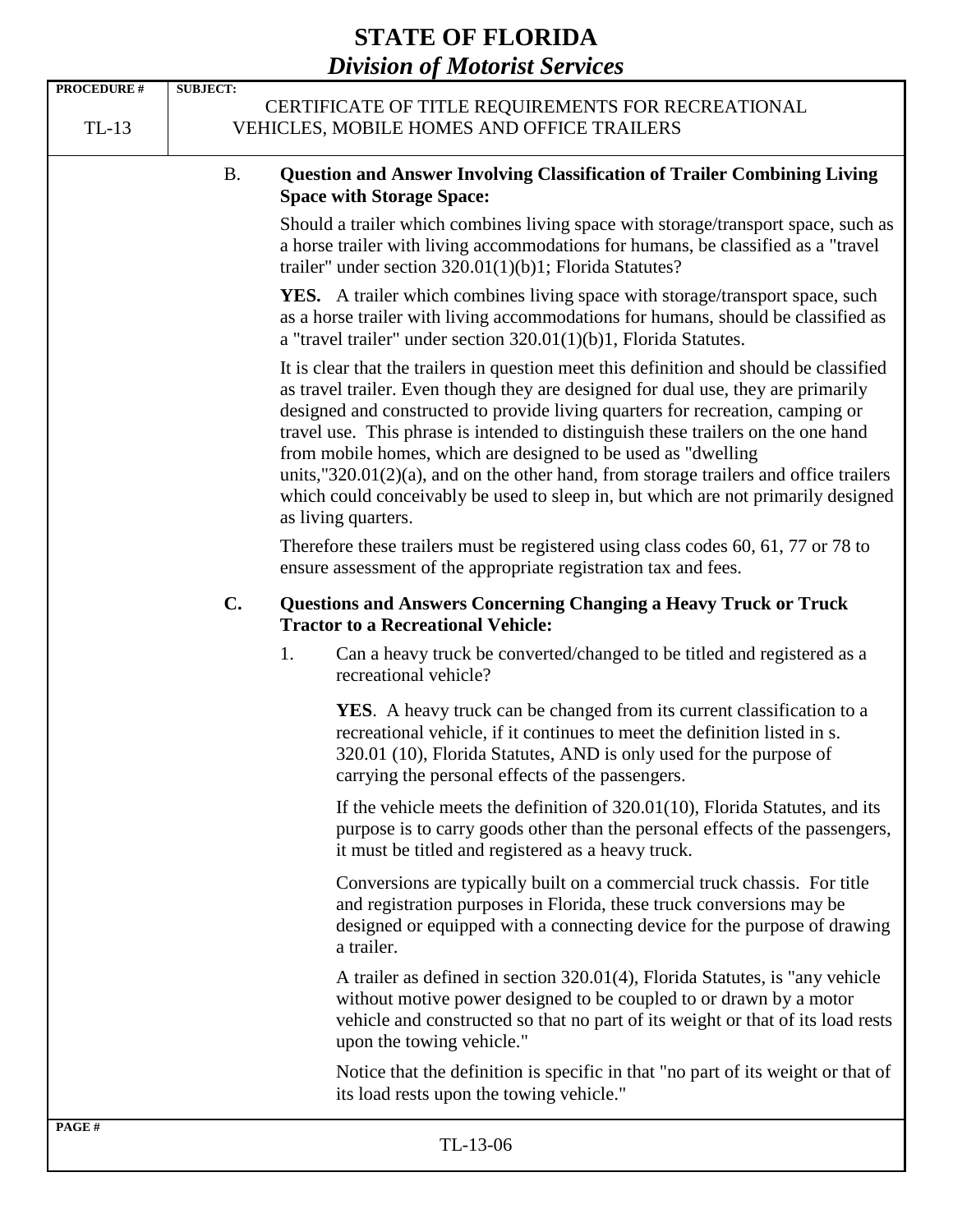B. **Question and Answer Involving Classification of Trailer Combining Living Space with Storage Space:**

Should a trailer which combines living space with storage/transport space, such as a horse trailer with living accommodations for humans, be classified as a "travel trailer" under section 320.01(1)(b)1; Florida Statutes?

**YES.** A trailer which combines living space with storage/transport space, such as a horse trailer with living accommodations for humans, should be classified as a "travel trailer" under section 320.01(1)(b)1, Florida Statutes.

It is clear that the trailers in question meet this definition and should be classified as travel trailer. Even though they are designed for dual use, they are primarily designed and constructed to provide living quarters for recreation, camping or travel use. This phrase is intended to distinguish these trailers on the one hand from mobile homes, which are designed to be used as "dwelling units,"320.01(2)(a), and on the other hand, from storage trailers and office trailers which could conceivably be used to sleep in, but which are not primarily designed as living quarters.

Therefore these trailers must be registered using class codes 60, 61, 77 or 78 to ensure assessment of the appropriate registration tax and fees.

**C. Questions and Answers Concerning Changing a Heavy Truck or Truck Tractor to a Recreational Vehicle:**

1. Can a heavy truck be converted/changed to be titled and registered as a recreational vehicle?

   **YES**. A heavy truck can be changed from its current classification to a recreational vehicle, if it continues to meet the definition listed in s. 320.01 (10), Florida Statutes, AND is only used for the purpose of carrying the personal effects of the passengers.

   If the vehicle meets the definition of 320.01(10), Florida Statutes, and its purpose is to carry goods other than the personal effects of the passengers, it must be titled and registered as a heavy truck.

   Conversions are typically built on a commercial truck chassis. For title and registration purposes in Florida, these truck conversions may be designed or equipped with a connecting device for the purpose of drawing a trailer.

   A trailer as defined in section 320.01(4), Florida Statutes, is "any vehicle without motive power designed to be coupled to or drawn by a motor vehicle and constructed so that no part of its weight or that of its load rests upon the towing vehicle."

   Notice that the definition is specific in that "no part of its weight or that of its load rests upon the towing vehicle."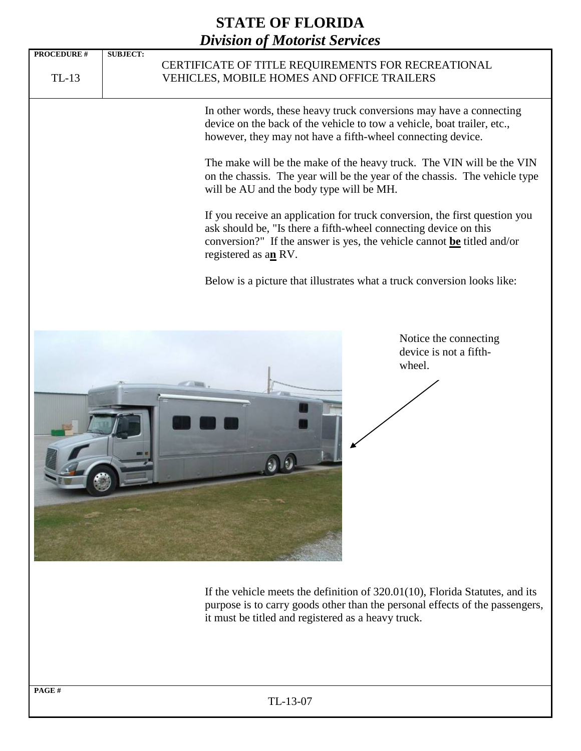In other words, these heavy truck conversions may have a connecting device on the back of the vehicle to tow a vehicle, boat trailer, etc., however, they may not have a fifth-wheel connecting device.

The make will be the make of the heavy truck. The VIN will be the VIN on the chassis. The year will be the year of the chassis. The vehicle type will be AU and the body type will be MH.

If you receive an application for truck conversion, the first question you ask should be, "Is there a fifth-wheel connecting device on this conversion?" If the answer is yes, the vehicle cannot **be** titled and/or registered as a**n** RV.

Below is a picture that illustrates what a truck conversion looks like:

Notice the connecting device is not a fifth-wheel.

If the vehicle meets the definition of 320.01(10), Florida Statutes, and its purpose is to carry goods other than the personal effects of the passengers, it must be titled and registered as a heavy truck.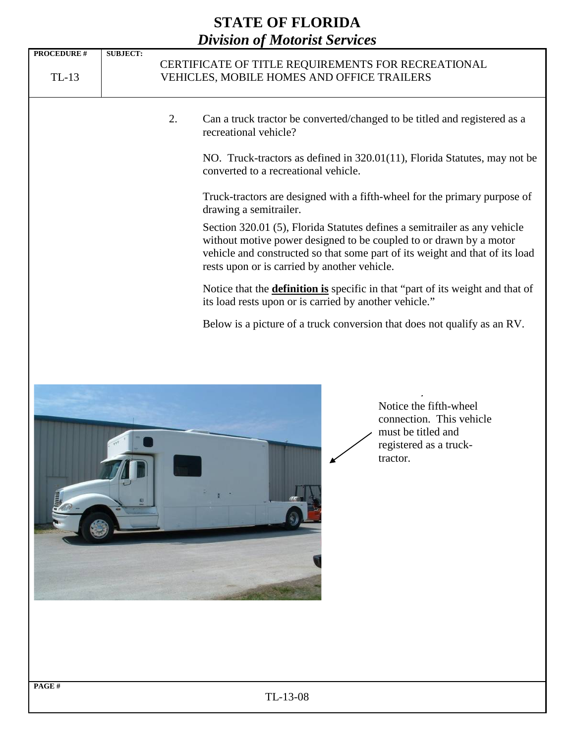2. Can a truck tractor be converted/changed to be titled and registered as a recreational vehicle?

   NO. Truck-tractors as defined in 320.01(11), Florida Statutes, may not be converted to a recreational vehicle.

   Truck-tractors are designed with a fifth-wheel for the primary purpose of drawing a semitrailer.

   Section 320.01 (5), Florida Statutes defines a semitrailer as any vehicle without motive power designed to be coupled to or drawn by a motor vehicle and constructed so that some part of its weight and that of its load rests upon or is carried by another vehicle.

   Notice that the **definition is** specific in that "part of its weight and that of its load rests upon or is carried by another vehicle."

   Below is a picture of a truck conversion that does not qualify as an RV.

Notice the fifth-wheel connection. This vehicle must be titled and registered as a truck-tractor.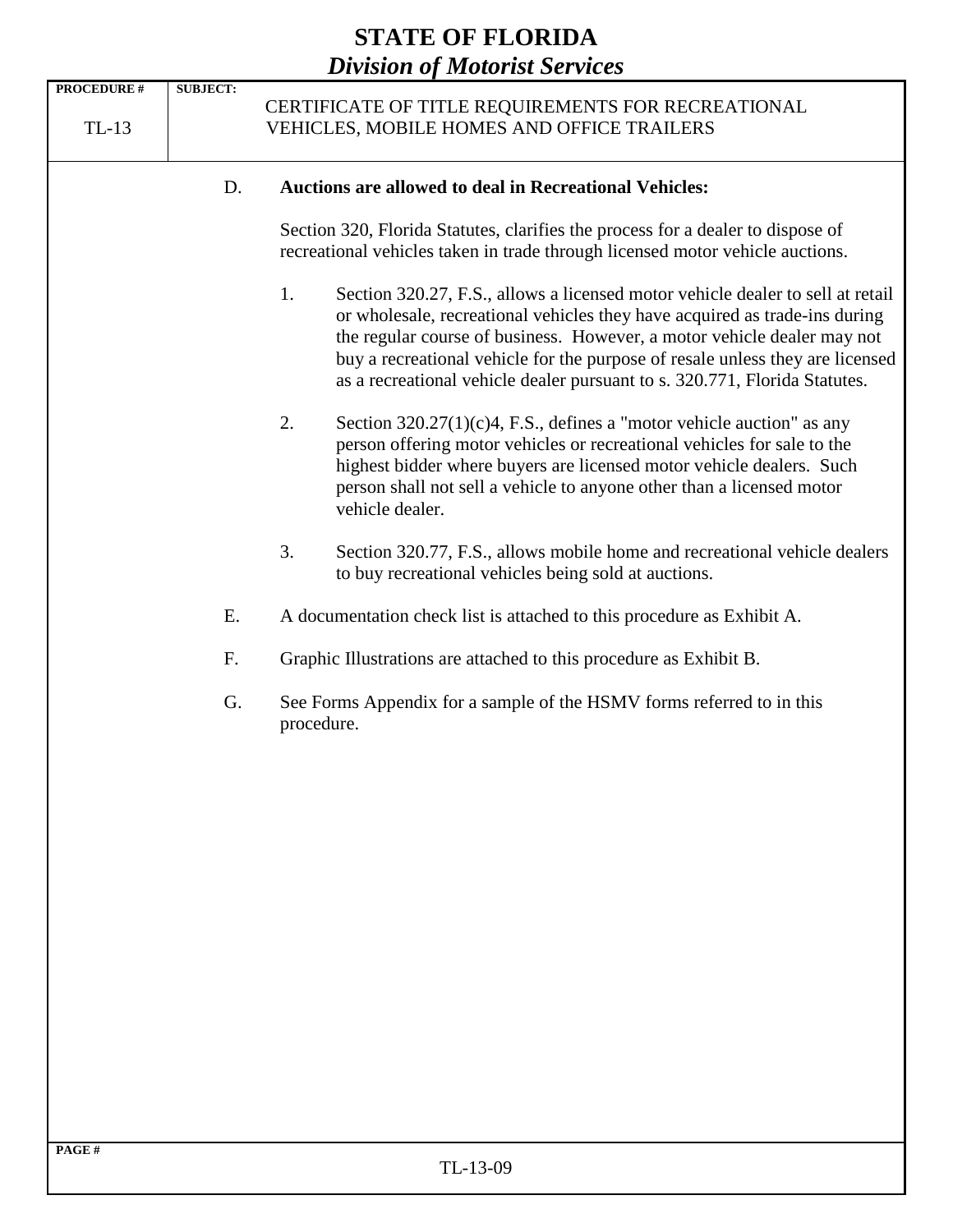D. **Auctions are allowed to deal in Recreational Vehicles:**

Section 320, Florida Statutes, clarifies the process for a dealer to dispose of recreational vehicles taken in trade through licensed motor vehicle auctions.

1. Section 320.27, F.S., allows a licensed motor vehicle dealer to sell at retail or wholesale, recreational vehicles they have acquired as trade-ins during the regular course of business. However, a motor vehicle dealer may not buy a recreational vehicle for the purpose of resale unless they are licensed as a recreational vehicle dealer pursuant to s. 320.771, Florida Statutes.

2. Section 320.27(1)(c)4, F.S., defines a "motor vehicle auction" as any person offering motor vehicles or recreational vehicles for sale to the highest bidder where buyers are licensed motor vehicle dealers. Such person shall not sell a vehicle to anyone other than a licensed motor vehicle dealer.

3. Section 320.77, F.S., allows mobile home and recreational vehicle dealers to buy recreational vehicles being sold at auctions.

E. A documentation check list is attached to this procedure as Exhibit A.

F. Graphic Illustrations are attached to this procedure as Exhibit B.

G. See Forms Appendix for a sample of the HSMV forms referred to in this procedure.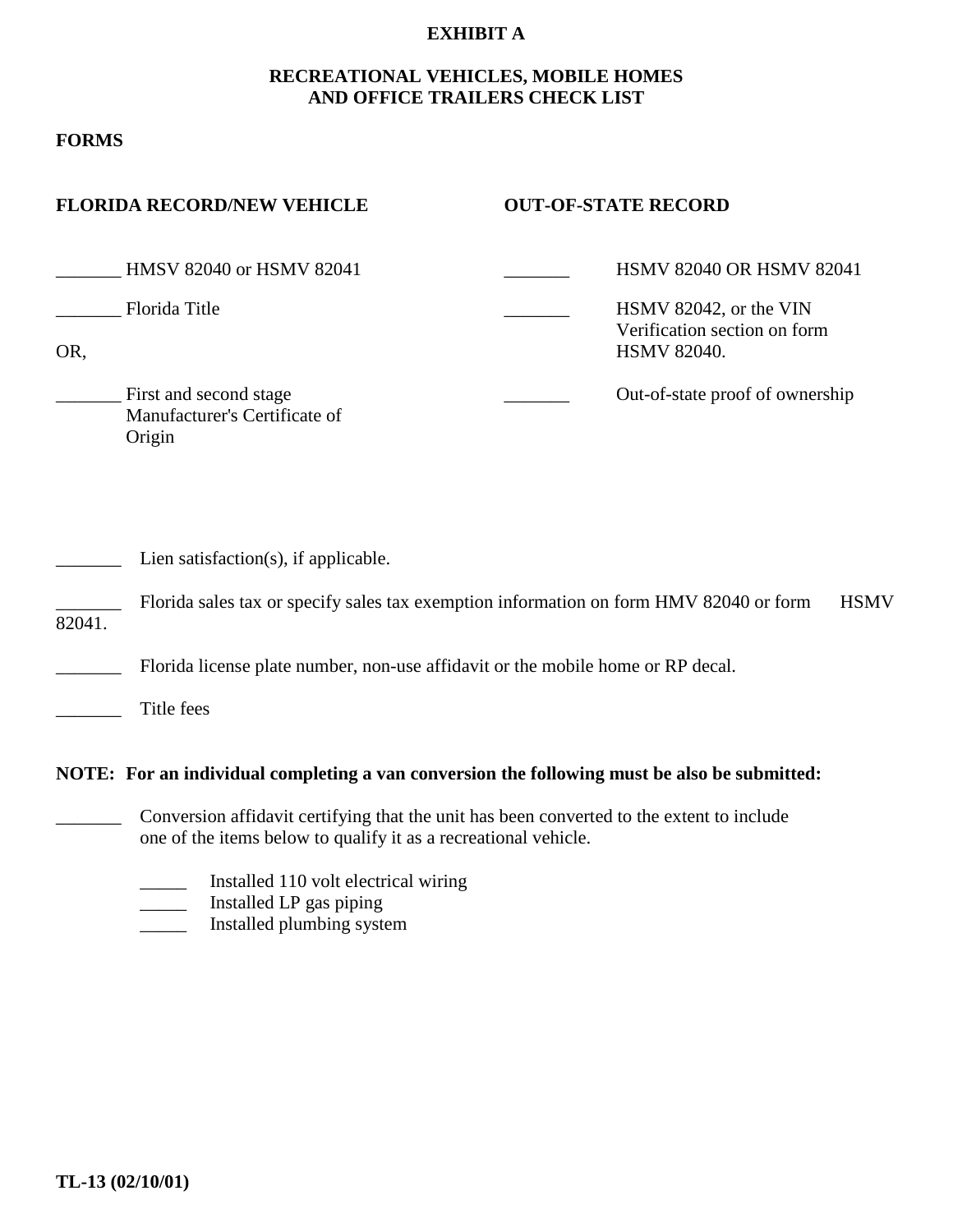# EXHIBIT A

## RECREATIONAL VEHICLES, MOBILE HOMES AND OFFICE TRAILERS CHECK LIST

**FORMS**

| **FLORIDA RECORD/NEW VEHICLE** | **OUT-OF-STATE RECORD** |
|---|---|
| _______ HMSV 82040 or HSMV 82041 | _______ HSMV 82040 OR HSMV 82041 |
| _______ Florida Title | _______ HSMV 82042, or the VIN Verification section on form HSMV 82040. |
| OR, | |
| _______ First and second stage Manufacturer's Certificate of Origin | _______ Out-of-state proof of ownership |

_______ Lien satisfaction(s), if applicable.

_______ Florida sales tax or specify sales tax exemption information on form HMV 82040 or form HSMV 82041.

_______ Florida license plate number, non-use affidavit or the mobile home or RP decal.

_______ Title fees

**NOTE: For an individual completing a van conversion the following must be also be submitted:**

_______ Conversion affidavit certifying that the unit has been converted to the extent to include one of the items below to qualify it as a recreational vehicle.

- _____ Installed 110 volt electrical wiring
- _____ Installed LP gas piping
- _____ Installed plumbing system

**TL-13 (02/10/01)**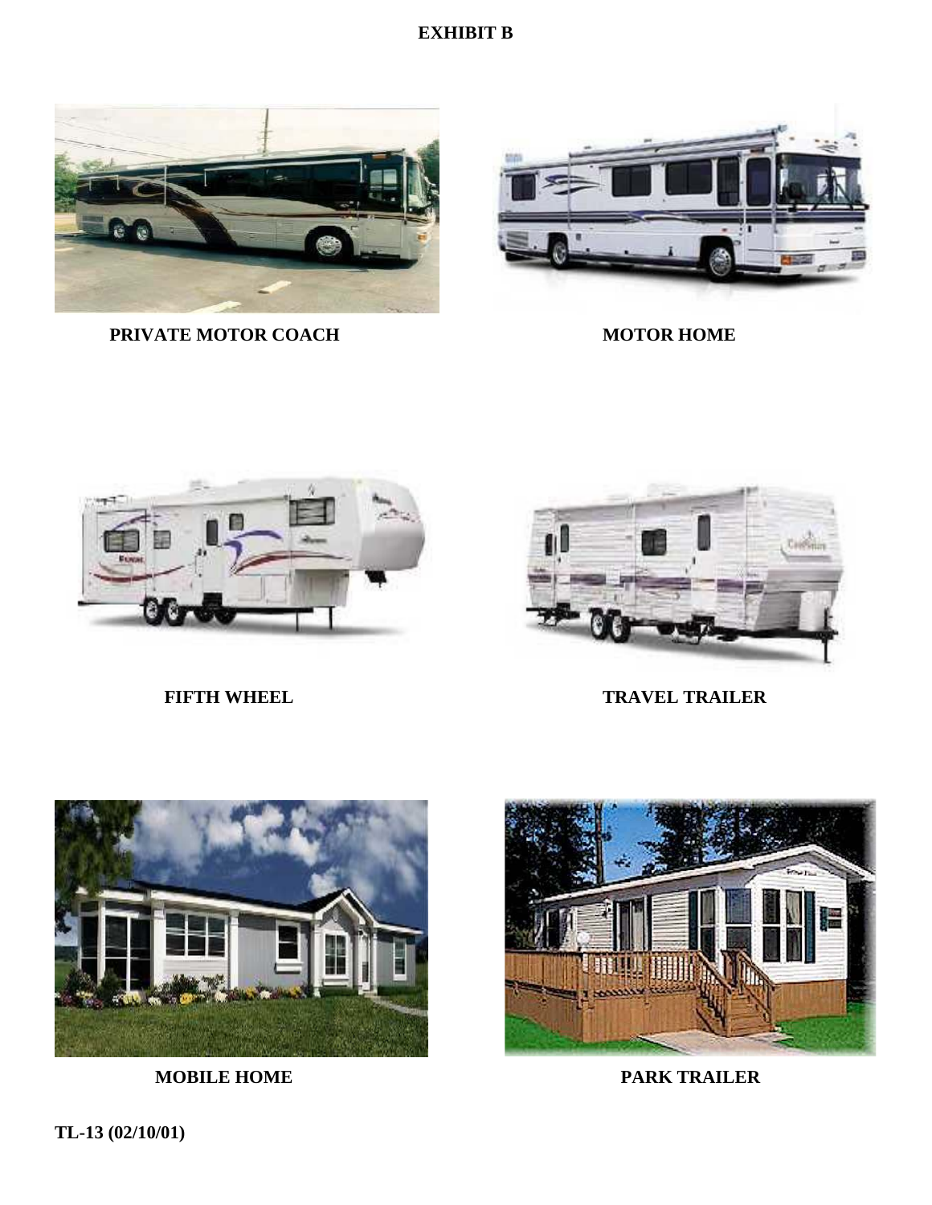**EXHIBIT B**

**PRIVATE MOTOR COACH**

**MOTOR HOME**

**FIFTH WHEEL**

**TRAVEL TRAILER**

**MOBILE HOME**

**PARK TRAILER**

**TL-13 (02/10/01)**